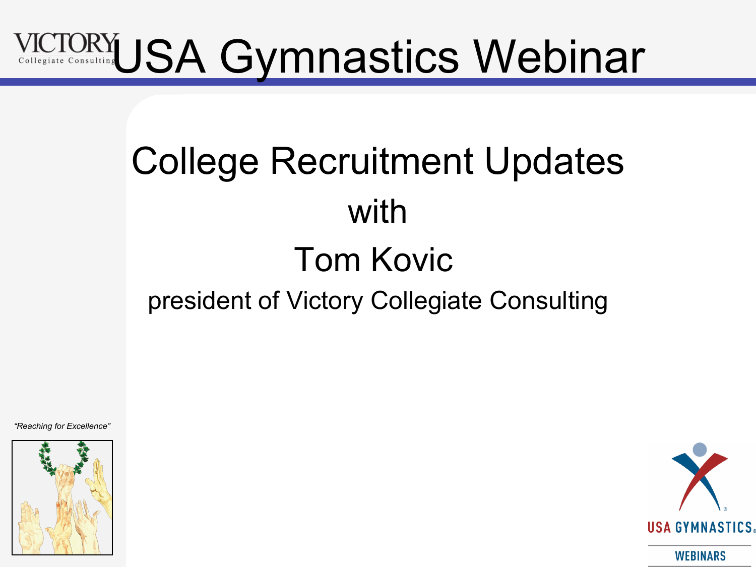# USA Gymnastics Webinar

## College Recruitment Updates

with

Tom Kovic

president of Victory Collegiate Consulting

*"Reaching for Excellence"*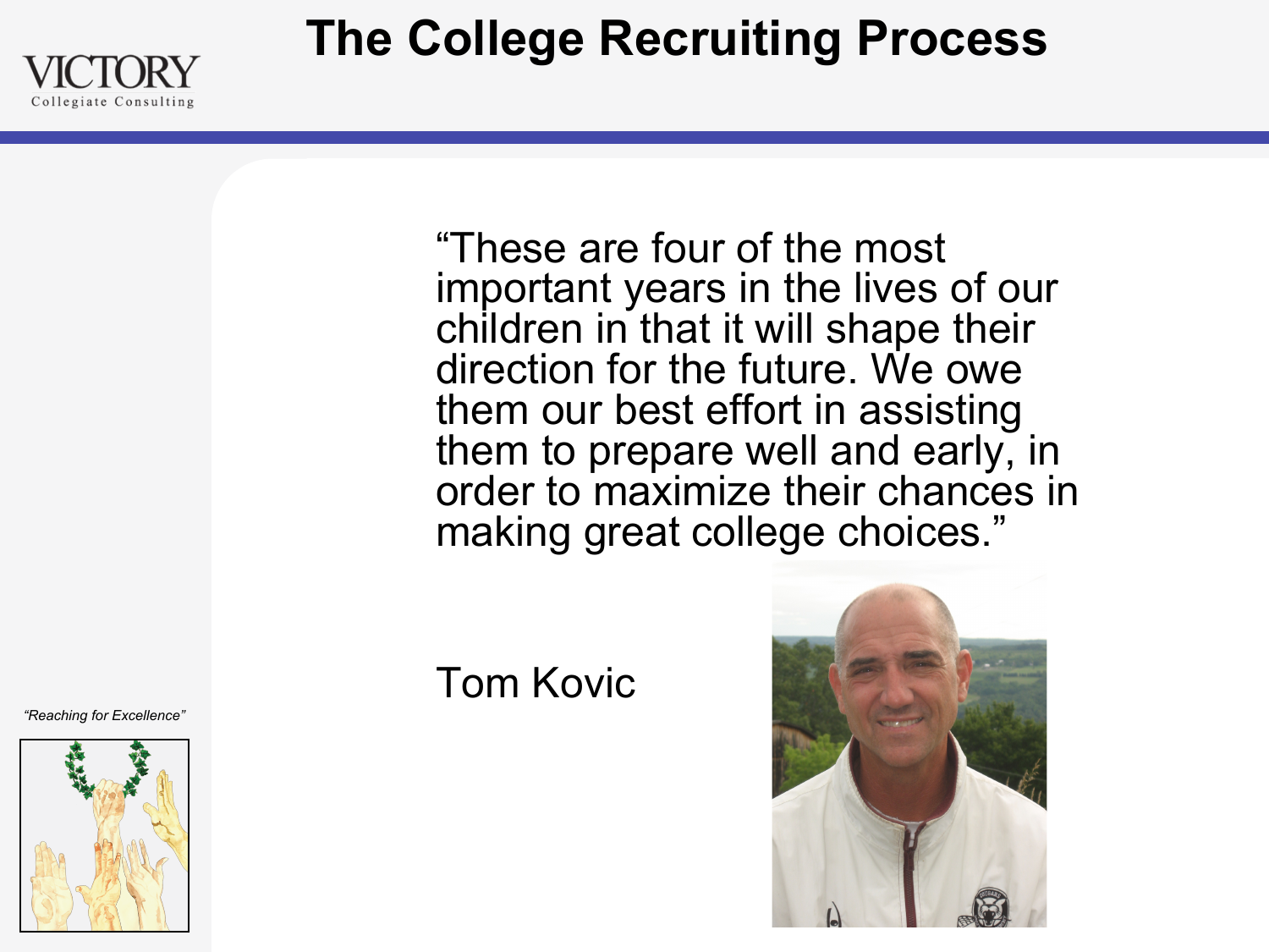# The College Recruiting Process

"These are four of the most important years in the lives of our children in that it will shape their direction for the future. We owe them our best effort in assisting them to prepare well and early, in order to maximize their chances in making great college choices."

Tom Kovic

*"Reaching for Excellence"*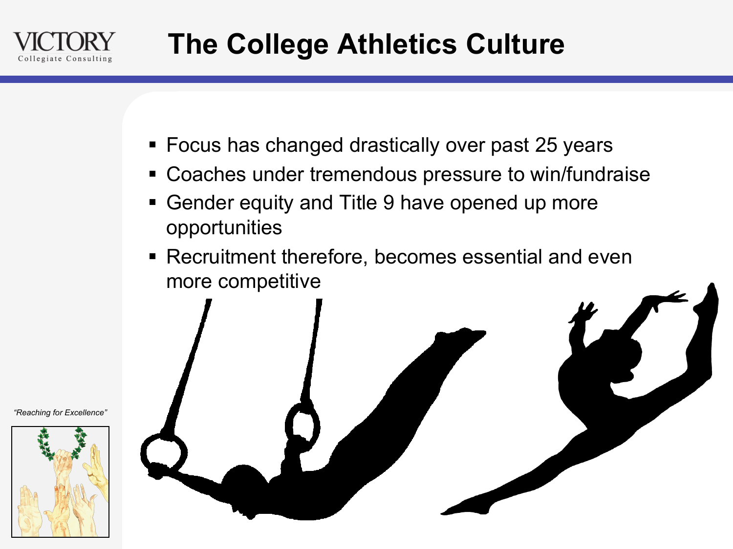# The College Athletics Culture

- Focus has changed drastically over past 25 years
- Coaches under tremendous pressure to win/fundraise
- Gender equity and Title 9 have opened up more opportunities
- Recruitment therefore, becomes essential and even more competitive

*"Reaching for Excellence"*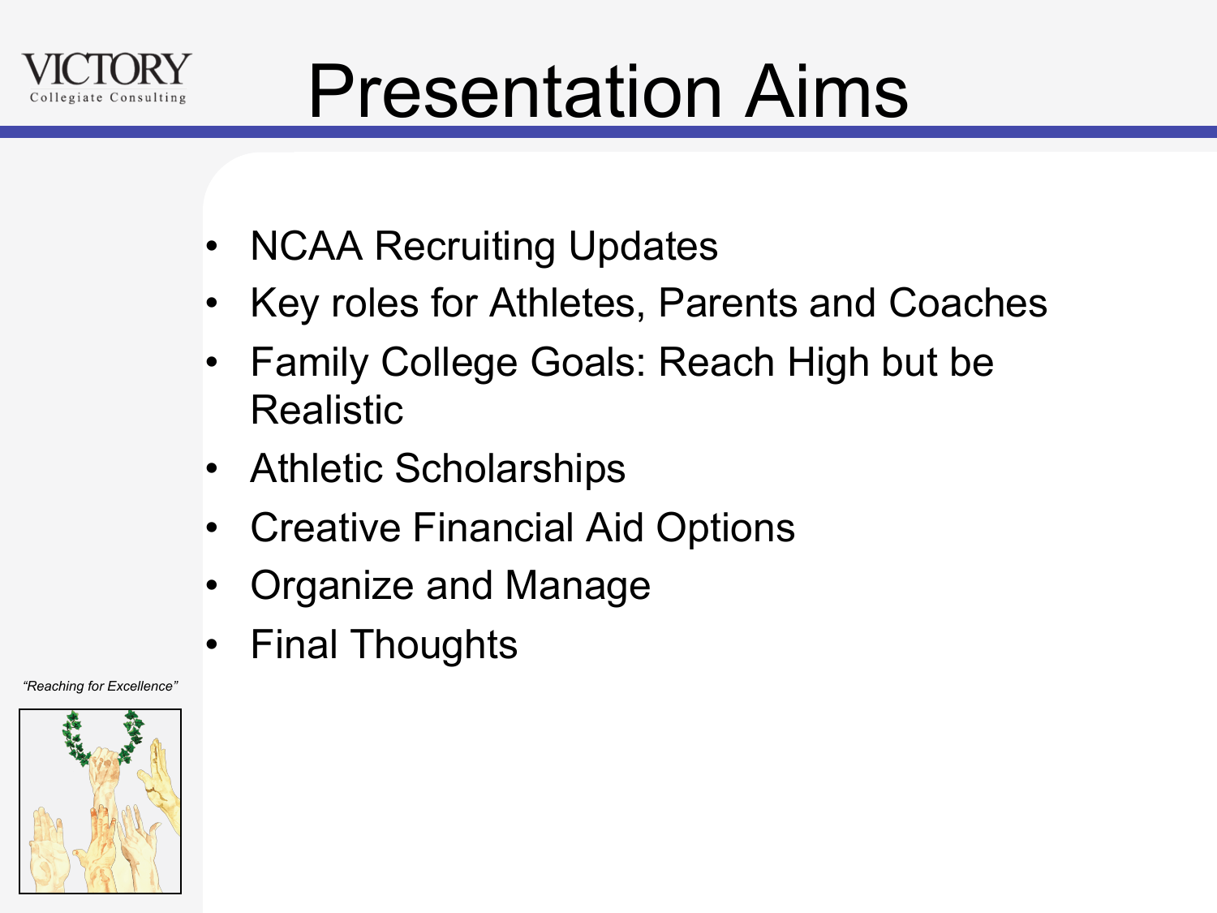# Presentation Aims

- NCAA Recruiting Updates
- Key roles for Athletes, Parents and Coaches
- Family College Goals: Reach High but be Realistic
- Athletic Scholarships
- Creative Financial Aid Options
- Organize and Manage
- Final Thoughts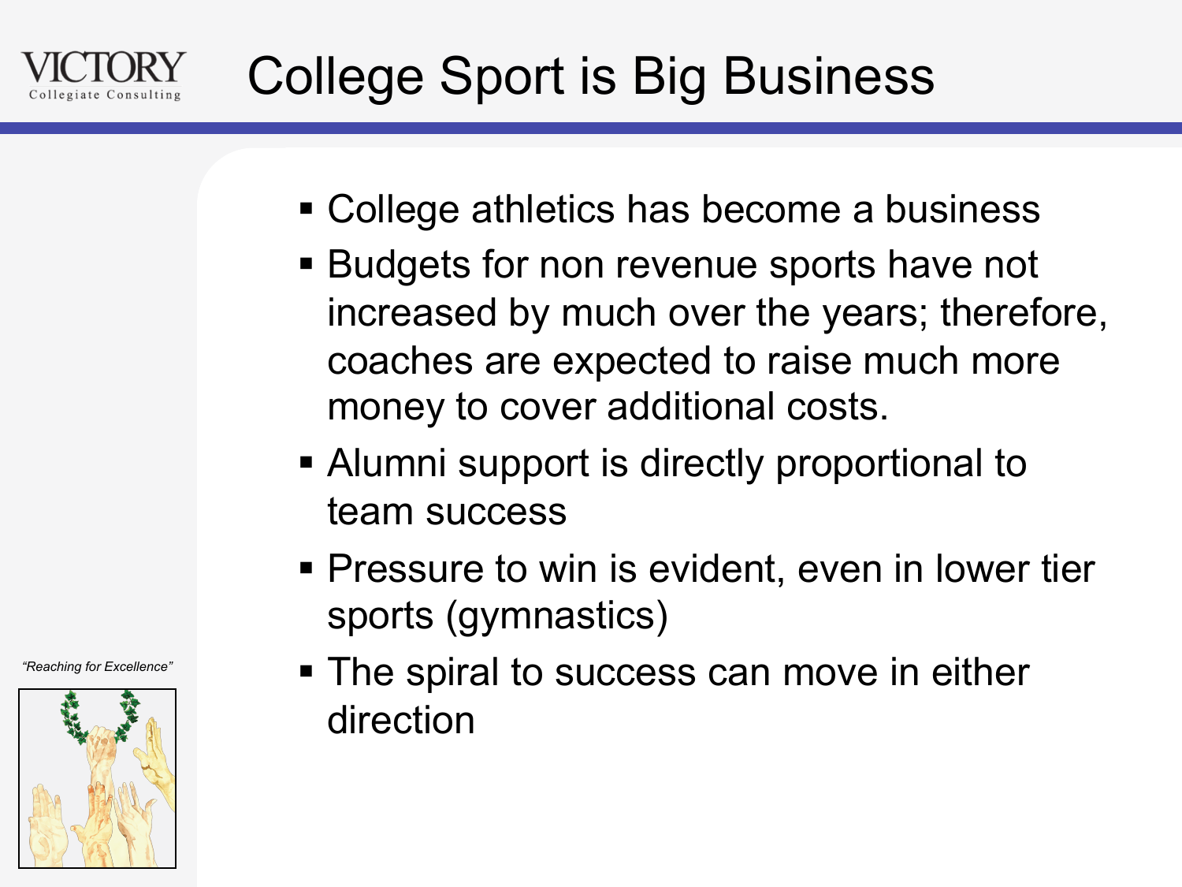# College Sport is Big Business

- College athletics has become a business
- Budgets for non revenue sports have not increased by much over the years; therefore, coaches are expected to raise much more money to cover additional costs.
- Alumni support is directly proportional to team success
- Pressure to win is evident, even in lower tier sports (gymnastics)
- The spiral to success can move in either direction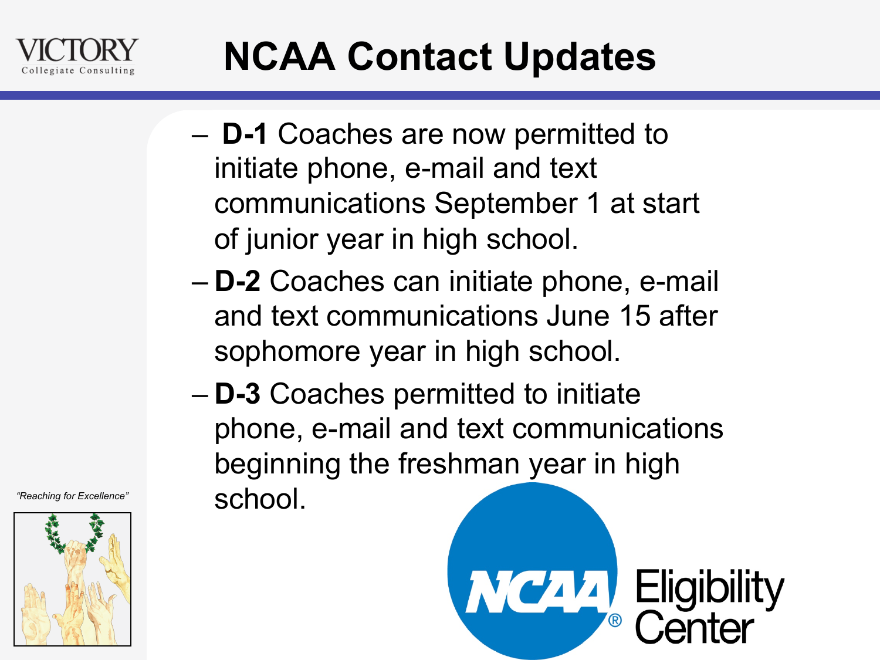# NCAA Contact Updates

- **D-1** Coaches are now permitted to initiate phone, e-mail and text communications September 1 at start of junior year in high school.
- **D-2** Coaches can initiate phone, e-mail and text communications June 15 after sophomore year in high school.
- **D-3** Coaches permitted to initiate phone, e-mail and text communications beginning the freshman year in high school.

*"Reaching for Excellence"*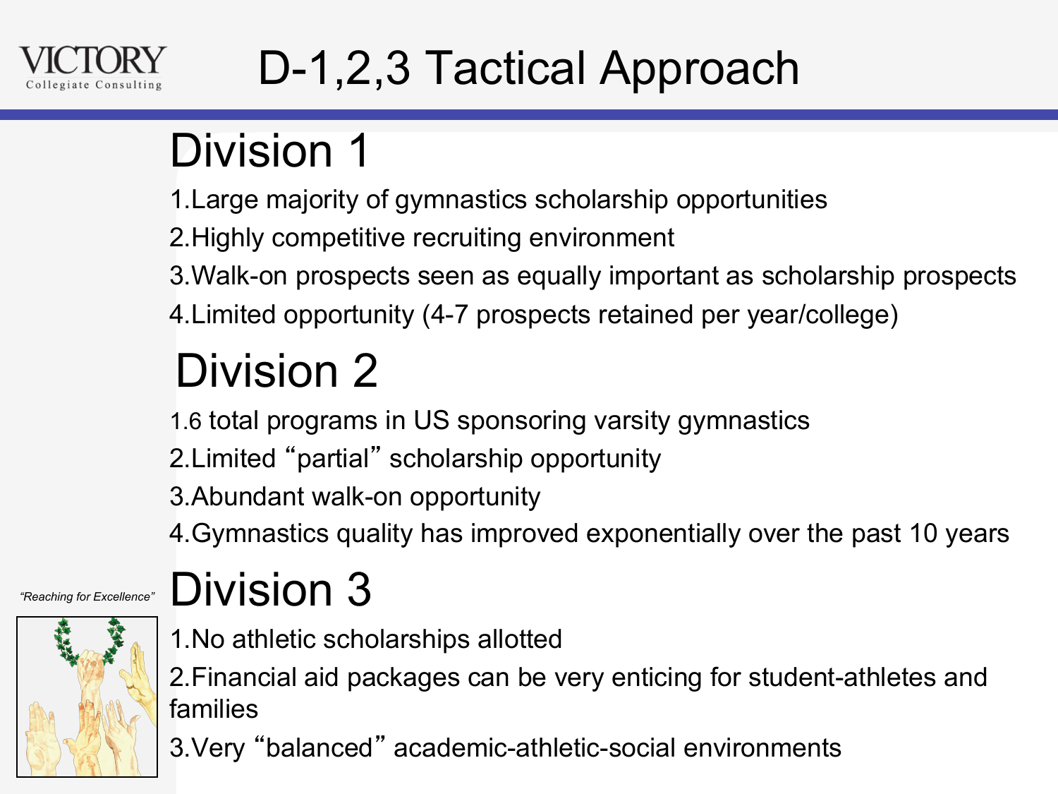# D-1,2,3 Tactical Approach

VICTORY Collegiate Consulting

## Division 1

1. Large majority of gymnastics scholarship opportunities
2. Highly competitive recruiting environment
3. Walk-on prospects seen as equally important as scholarship prospects
4. Limited opportunity (4-7 prospects retained per year/college)

## Division 2

1. 6 total programs in US sponsoring varsity gymnastics
2. Limited "partial" scholarship opportunity
3. Abundant walk-on opportunity
4. Gymnastics quality has improved exponentially over the past 10 years

*"Reaching for Excellence"*

## Division 3

1. No athletic scholarships allotted
2. Financial aid packages can be very enticing for student-athletes and families
3. Very "balanced" academic-athletic-social environments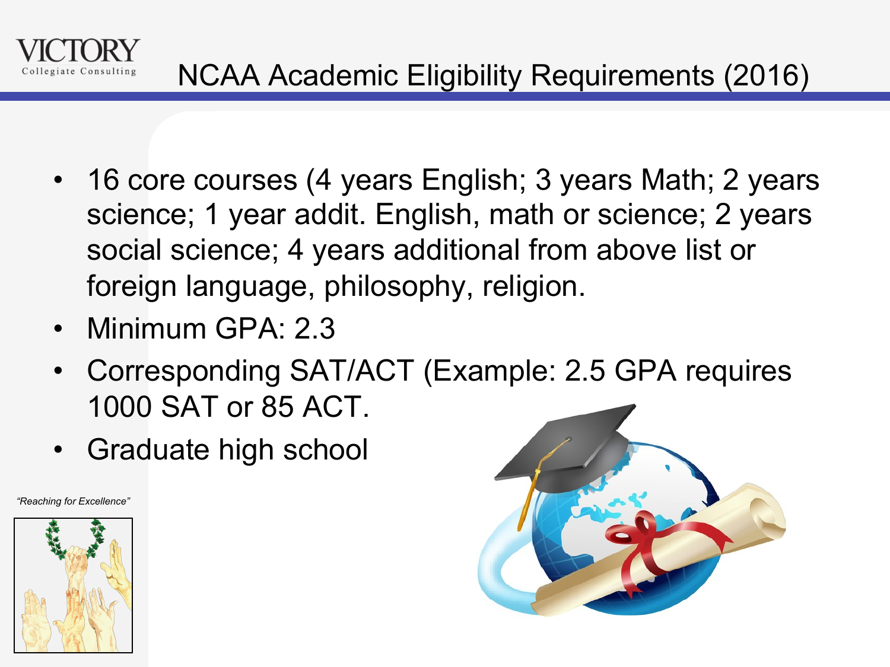# NCAA Academic Eligibility Requirements (2016)

- 16 core courses (4 years English; 3 years Math; 2 years science; 1 year addit. English, math or science; 2 years social science; 4 years additional from above list or foreign language, philosophy, religion.
- Minimum GPA: 2.3
- Corresponding SAT/ACT (Example: 2.5 GPA requires 1000 SAT or 85 ACT.
- Graduate high school

*"Reaching for Excellence"*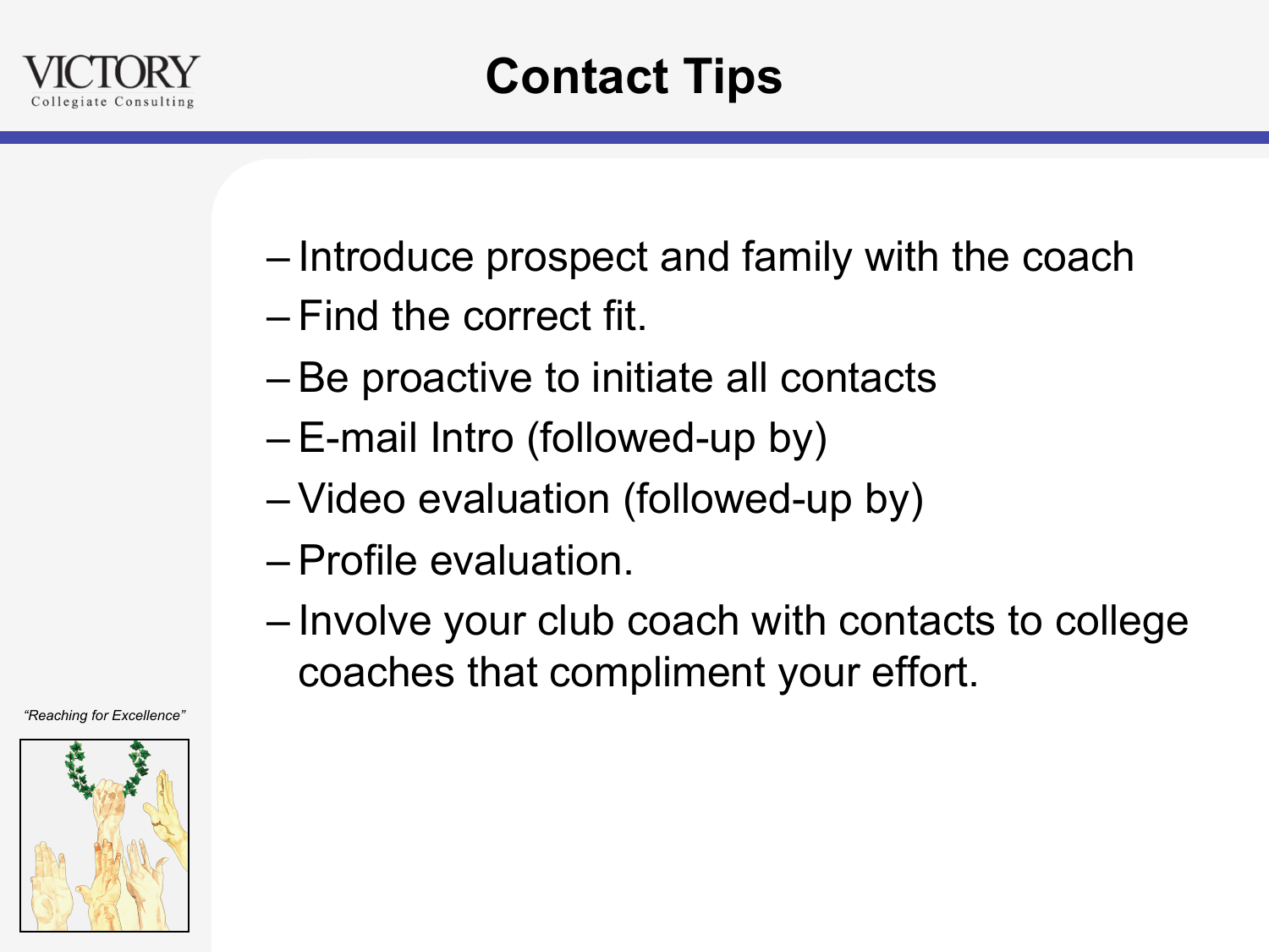# Contact Tips

- Introduce prospect and family with the coach
- Find the correct fit.
- Be proactive to initiate all contacts
- E-mail Intro (followed-up by)
- Video evaluation (followed-up by)
- Profile evaluation.
- Involve your club coach with contacts to college coaches that compliment your effort.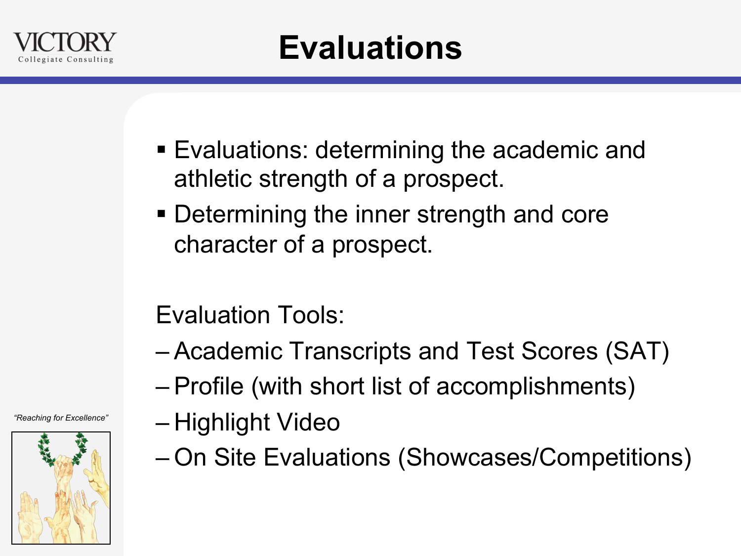# Evaluations

- Evaluations: determining the academic and athletic strength of a prospect.
- Determining the inner strength and core character of a prospect.

Evaluation Tools:

- Academic Transcripts and Test Scores (SAT)
- Profile (with short list of accomplishments)
- Highlight Video
- On Site Evaluations (Showcases/Competitions)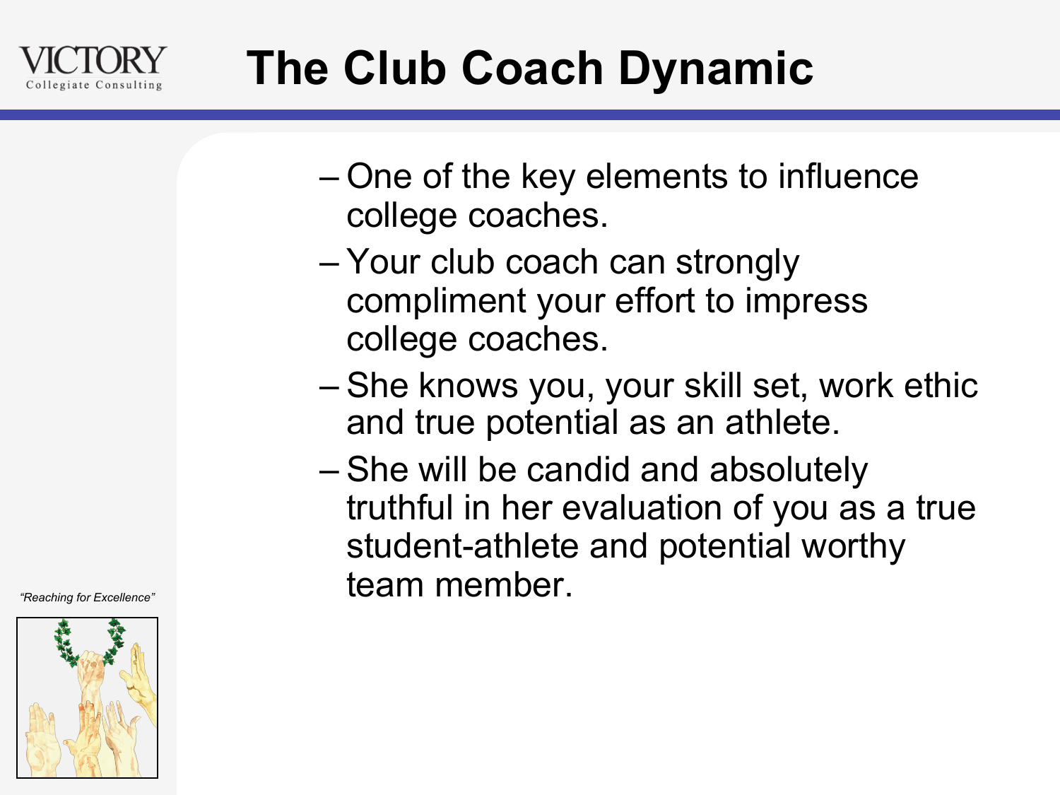# The Club Coach Dynamic

- One of the key elements to influence college coaches.
- Your club coach can strongly compliment your effort to impress college coaches.
- She knows you, your skill set, work ethic and true potential as an athlete.
- She will be candid and absolutely truthful in her evaluation of you as a true student-athlete and potential worthy team member.

*"Reaching for Excellence"*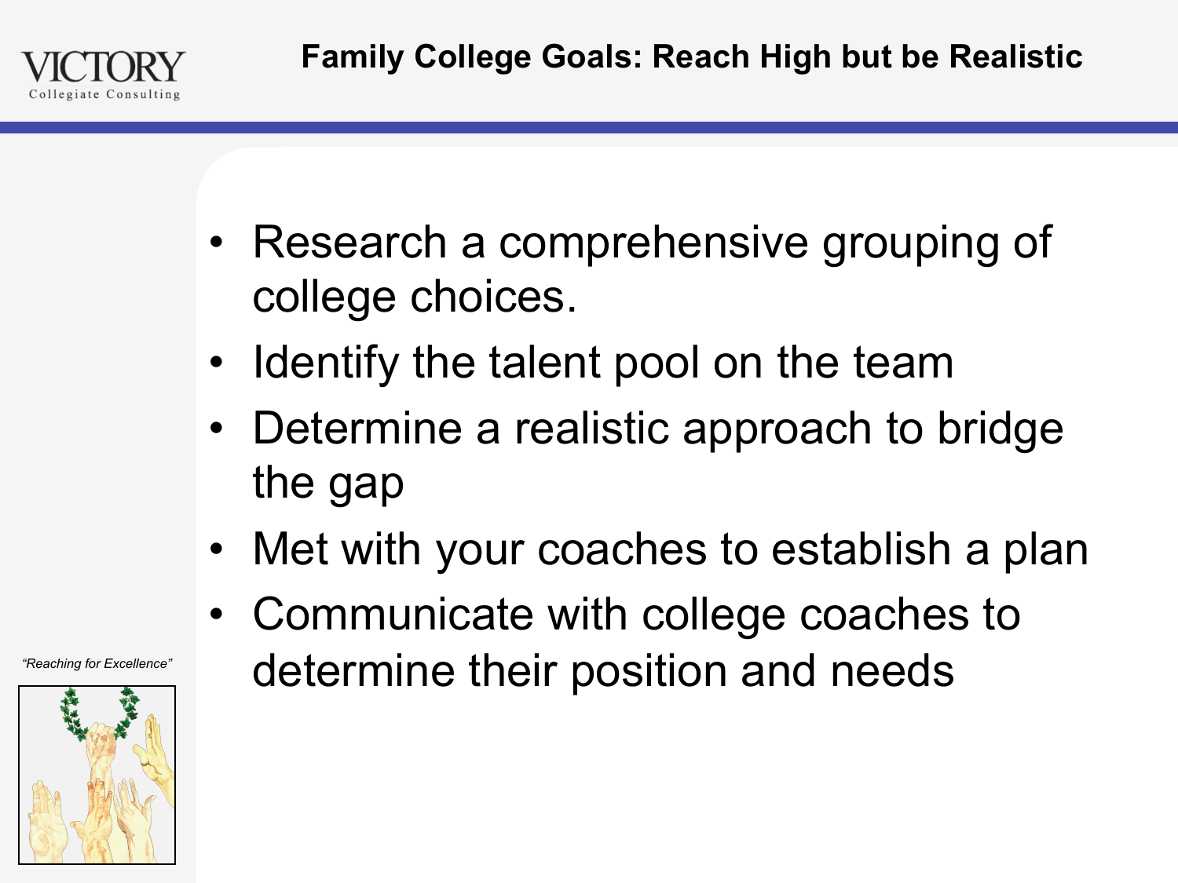# Family College Goals: Reach High but be Realistic

- Research a comprehensive grouping of college choices.
- Identify the talent pool on the team
- Determine a realistic approach to bridge the gap
- Met with your coaches to establish a plan
- Communicate with college coaches to determine their position and needs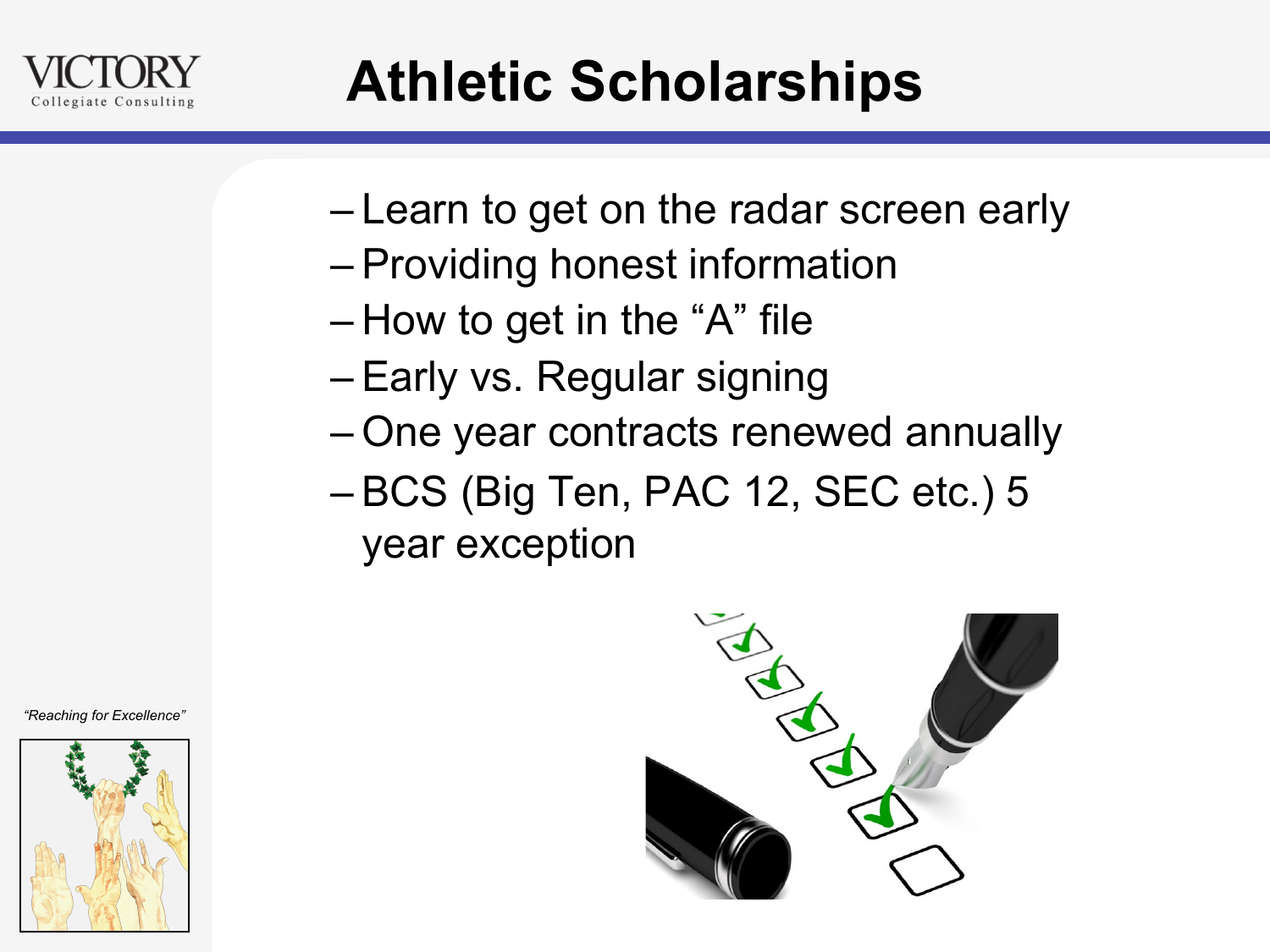# Athletic Scholarships

- Learn to get on the radar screen early
- Providing honest information
- How to get in the "A" file
- Early vs. Regular signing
- One year contracts renewed annually
- BCS (Big Ten, PAC 12, SEC etc.) 5 year exception

*"Reaching for Excellence"*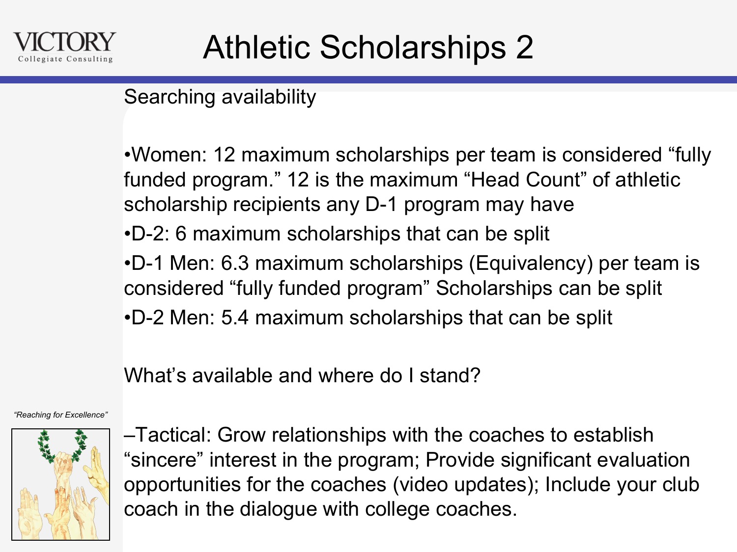# Athletic Scholarships 2

Searching availability

- Women: 12 maximum scholarships per team is considered “fully funded program.” 12 is the maximum “Head Count” of athletic scholarship recipients any D-1 program may have
- D-2: 6 maximum scholarships that can be split
- D-1 Men: 6.3 maximum scholarships (Equivalency) per team is considered “fully funded program” Scholarships can be split
- D-2 Men: 5.4 maximum scholarships that can be split

What’s available and where do I stand?

–Tactical: Grow relationships with the coaches to establish “sincere” interest in the program; Provide significant evaluation opportunities for the coaches (video updates); Include your club coach in the dialogue with college coaches.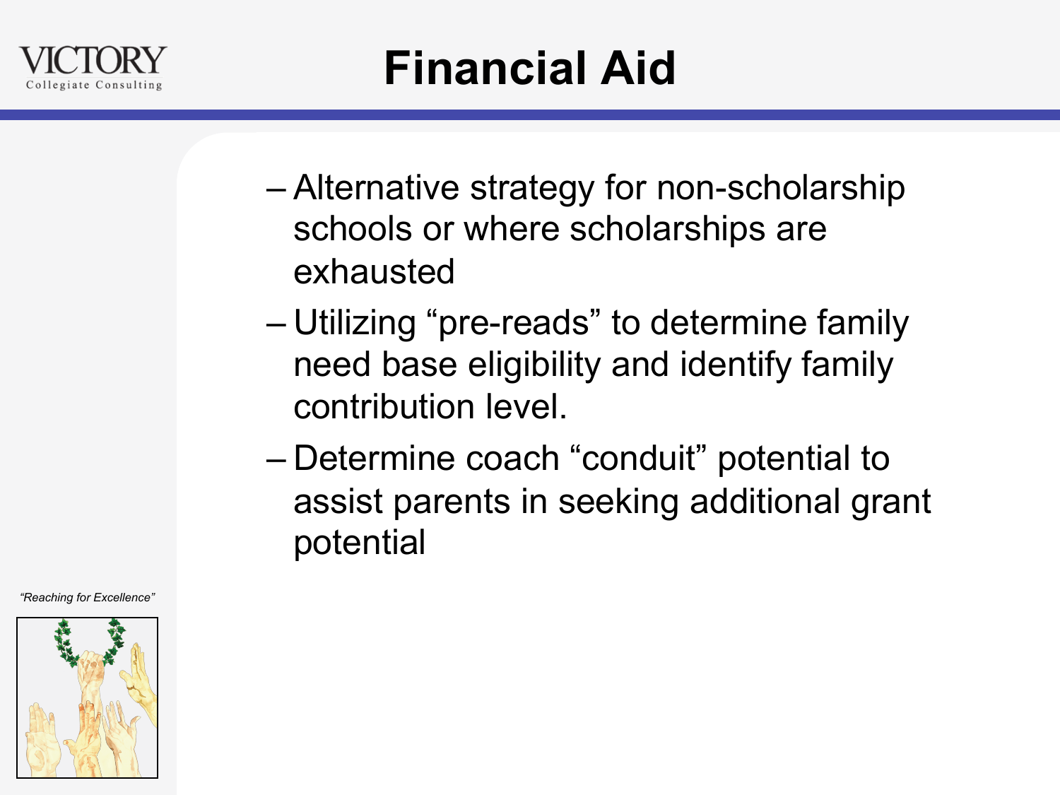# Financial Aid

- Alternative strategy for non-scholarship schools or where scholarships are exhausted
- Utilizing “pre-reads” to determine family need base eligibility and identify family contribution level.
- Determine coach “conduit” potential to assist parents in seeking additional grant potential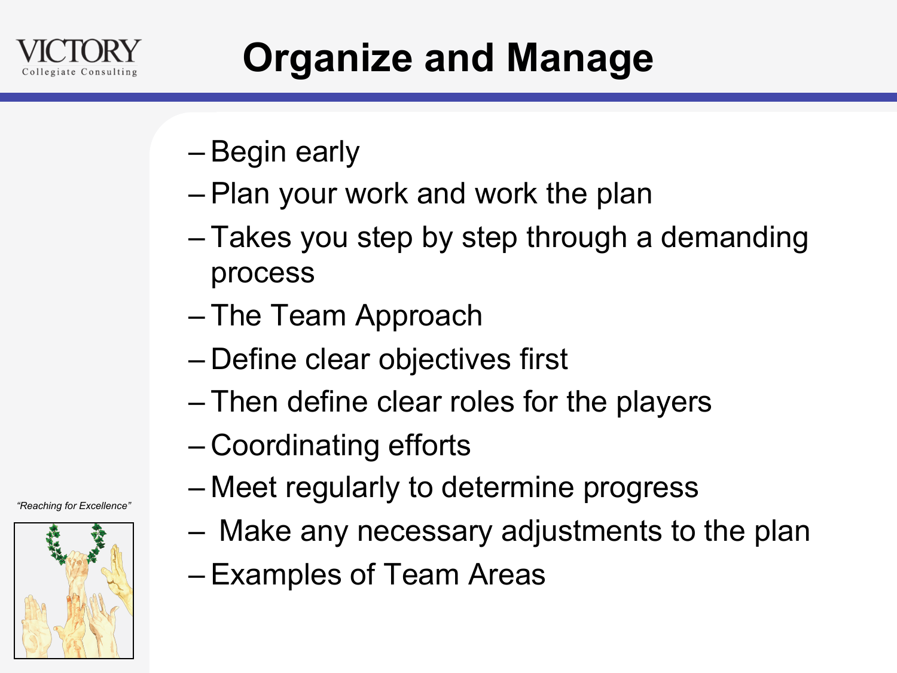# Organize and Manage

- Begin early
- Plan your work and work the plan
- Takes you step by step through a demanding process
- The Team Approach
- Define clear objectives first
- Then define clear roles for the players
- Coordinating efforts
- Meet regularly to determine progress
- Make any necessary adjustments to the plan
- Examples of Team Areas

*"Reaching for Excellence"*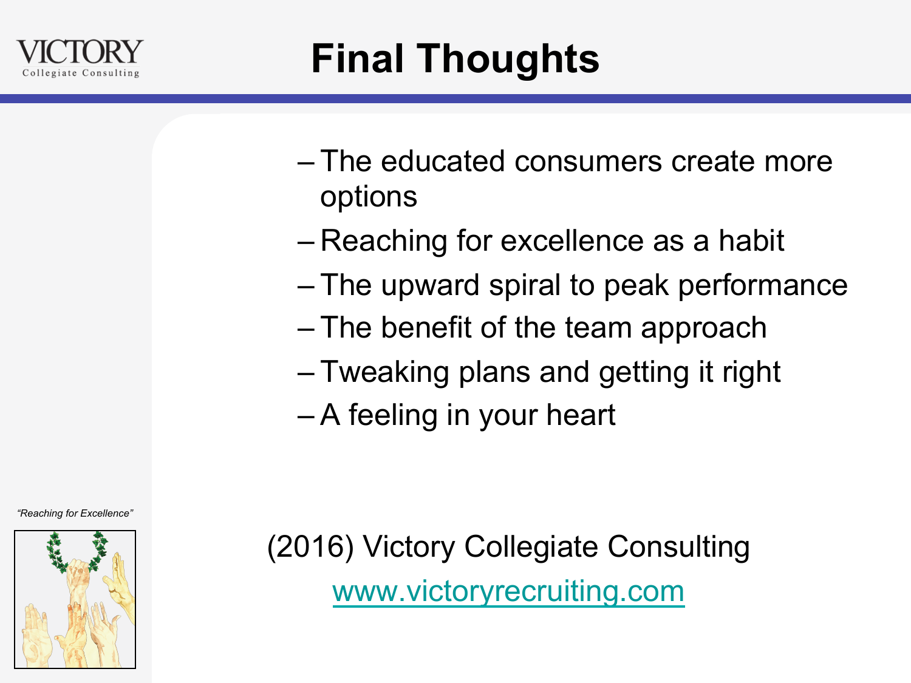# Final Thoughts

- The educated consumers create more options
- Reaching for excellence as a habit
- The upward spiral to peak performance
- The benefit of the team approach
- Tweaking plans and getting it right
- A feeling in your heart

*"Reaching for Excellence"*

(2016) Victory Collegiate Consulting

www.victoryrecruiting.com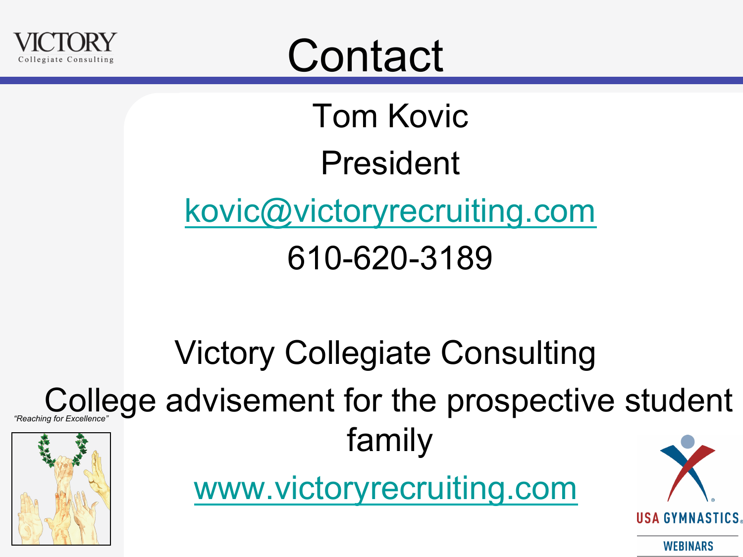# Contact

Tom Kovic

President

kovic@victoryrecruiting.com

610-620-3189

Victory Collegiate Consulting

College advisement for the prospective student family

www.victoryrecruiting.com